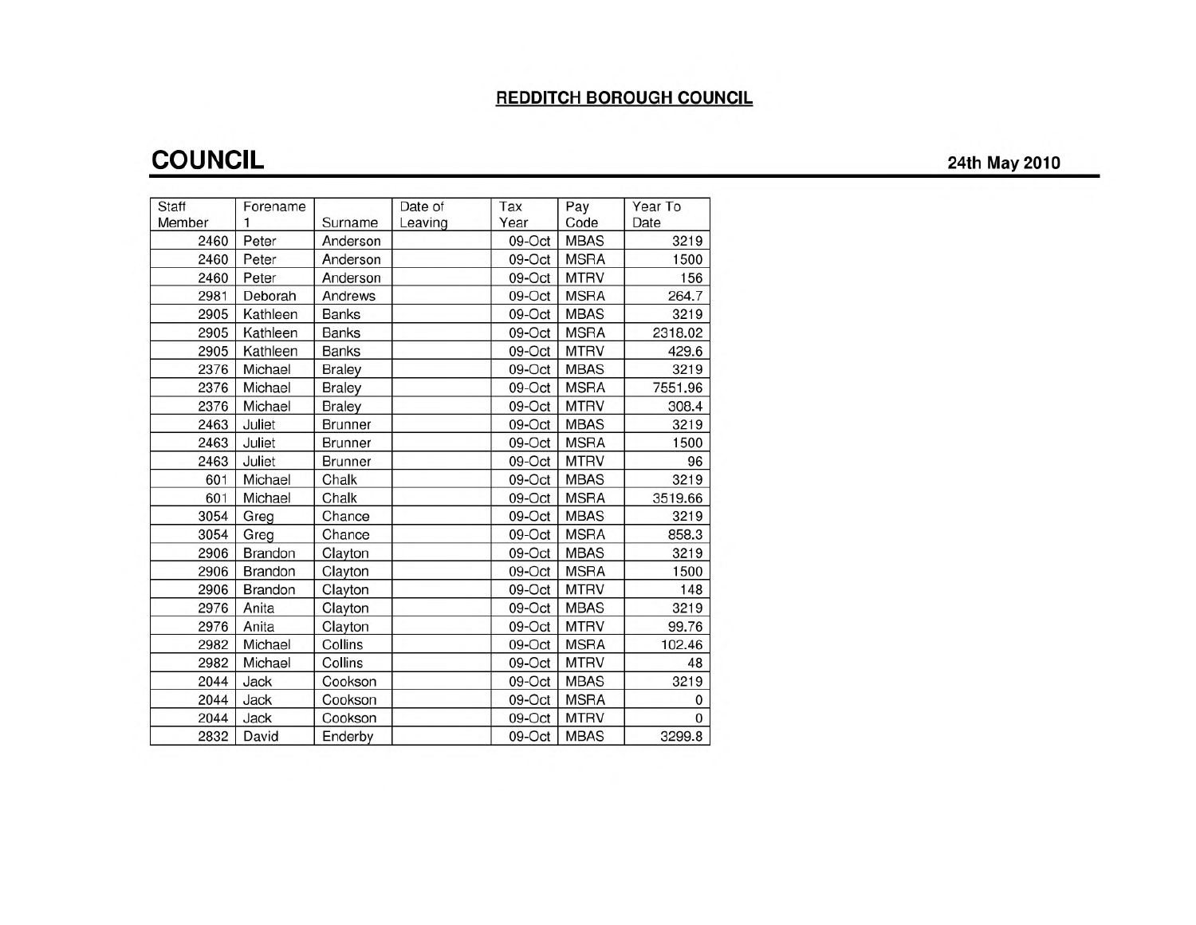**REDDITCH BOROUGH COUNCIL**

# COUNCIL

**24th May 2010**

| Staff Member | Forename 1 | Surname | Date of Leaving | Tax Year | Pay Code | Year To Date |
|---|---|---|---|---|---|---|
| 2460 | Peter | Anderson | | 09-Oct | MBAS | 3219 |
| 2460 | Peter | Anderson | | 09-Oct | MSRA | 1500 |
| 2460 | Peter | Anderson | | 09-Oct | MTRV | 156 |
| 2981 | Deborah | Andrews | | 09-Oct | MSRA | 264.7 |
| 2905 | Kathleen | Banks | | 09-Oct | MBAS | 3219 |
| 2905 | Kathleen | Banks | | 09-Oct | MSRA | 2318.02 |
| 2905 | Kathleen | Banks | | 09-Oct | MTRV | 429.6 |
| 2376 | Michael | Braley | | 09-Oct | MBAS | 3219 |
| 2376 | Michael | Braley | | 09-Oct | MSRA | 7551.96 |
| 2376 | Michael | Braley | | 09-Oct | MTRV | 308.4 |
| 2463 | Juliet | Brunner | | 09-Oct | MBAS | 3219 |
| 2463 | Juliet | Brunner | | 09-Oct | MSRA | 1500 |
| 2463 | Juliet | Brunner | | 09-Oct | MTRV | 96 |
| 601 | Michael | Chalk | | 09-Oct | MBAS | 3219 |
| 601 | Michael | Chalk | | 09-Oct | MSRA | 3519.66 |
| 3054 | Greg | Chance | | 09-Oct | MBAS | 3219 |
| 3054 | Greg | Chance | | 09-Oct | MSRA | 858.3 |
| 2906 | Brandon | Clayton | | 09-Oct | MBAS | 3219 |
| 2906 | Brandon | Clayton | | 09-Oct | MSRA | 1500 |
| 2906 | Brandon | Clayton | | 09-Oct | MTRV | 148 |
| 2976 | Anita | Clayton | | 09-Oct | MBAS | 3219 |
| 2976 | Anita | Clayton | | 09-Oct | MTRV | 99.76 |
| 2982 | Michael | Collins | | 09-Oct | MSRA | 102.46 |
| 2982 | Michael | Collins | | 09-Oct | MTRV | 48 |
| 2044 | Jack | Cookson | | 09-Oct | MBAS | 3219 |
| 2044 | Jack | Cookson | | 09-Oct | MSRA | 0 |
| 2044 | Jack | Cookson | | 09-Oct | MTRV | 0 |
| 2832 | David | Enderby | | 09-Oct | MBAS | 3299.8 |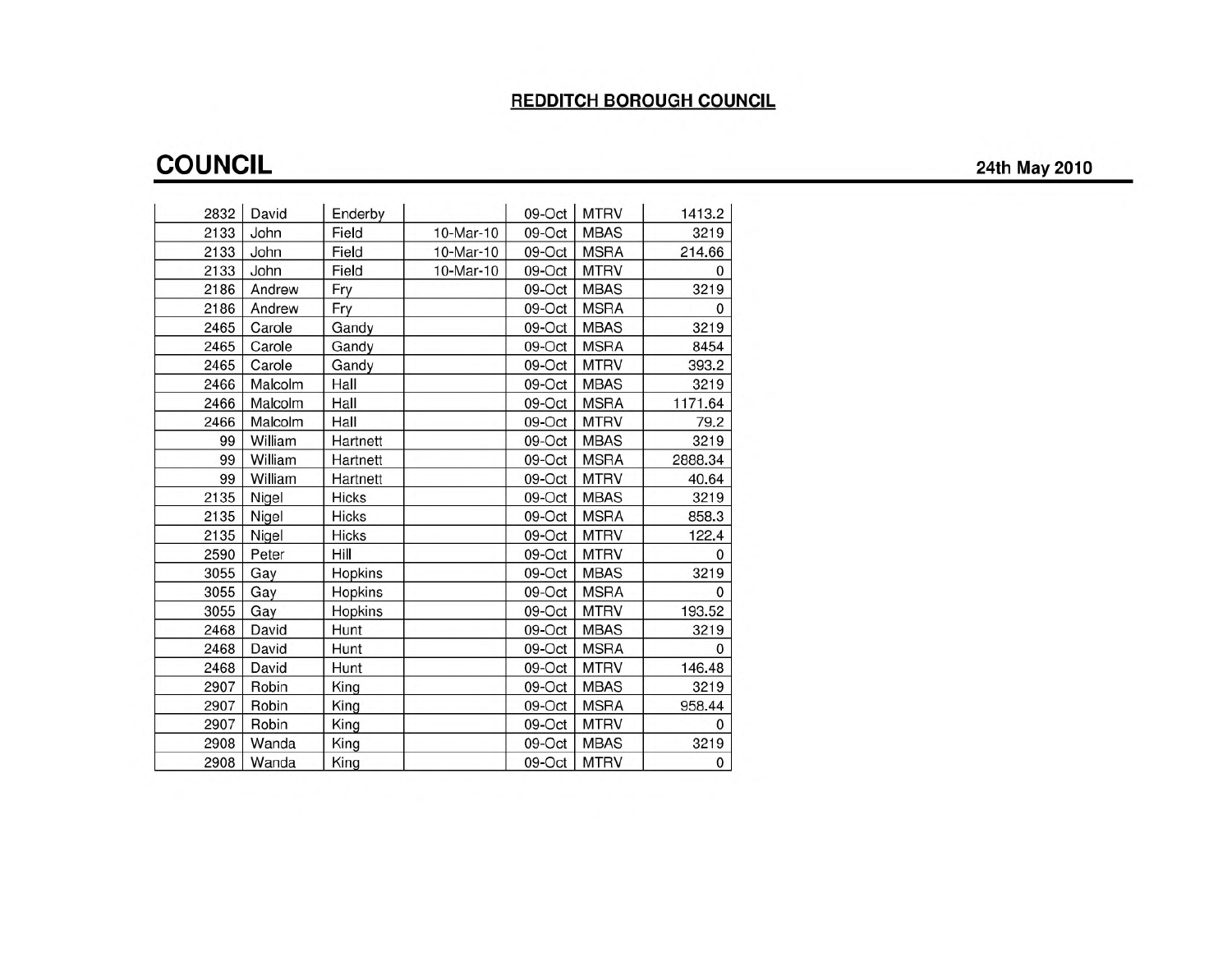**REDDITCH BOROUGH COUNCIL**

# COUNCIL

**24th May 2010**

| | | | | | | |
|---|---|---|---|---|---|---|
| 2832 | David | Enderby | | 09-Oct | MTRV | 1413.2 |
| 2133 | John | Field | 10-Mar-10 | 09-Oct | MBAS | 3219 |
| 2133 | John | Field | 10-Mar-10 | 09-Oct | MSRA | 214.66 |
| 2133 | John | Field | 10-Mar-10 | 09-Oct | MTRV | 0 |
| 2186 | Andrew | Fry | | 09-Oct | MBAS | 3219 |
| 2186 | Andrew | Fry | | 09-Oct | MSRA | 0 |
| 2465 | Carole | Gandy | | 09-Oct | MBAS | 3219 |
| 2465 | Carole | Gandy | | 09-Oct | MSRA | 8454 |
| 2465 | Carole | Gandy | | 09-Oct | MTRV | 393.2 |
| 2466 | Malcolm | Hall | | 09-Oct | MBAS | 3219 |
| 2466 | Malcolm | Hall | | 09-Oct | MSRA | 1171.64 |
| 2466 | Malcolm | Hall | | 09-Oct | MTRV | 79.2 |
| 99 | William | Hartnett | | 09-Oct | MBAS | 3219 |
| 99 | William | Hartnett | | 09-Oct | MSRA | 2888.34 |
| 99 | William | Hartnett | | 09-Oct | MTRV | 40.64 |
| 2135 | Nigel | Hicks | | 09-Oct | MBAS | 3219 |
| 2135 | Nigel | Hicks | | 09-Oct | MSRA | 858.3 |
| 2135 | Nigel | Hicks | | 09-Oct | MTRV | 122.4 |
| 2590 | Peter | Hill | | 09-Oct | MTRV | 0 |
| 3055 | Gay | Hopkins | | 09-Oct | MBAS | 3219 |
| 3055 | Gay | Hopkins | | 09-Oct | MSRA | 0 |
| 3055 | Gay | Hopkins | | 09-Oct | MTRV | 193.52 |
| 2468 | David | Hunt | | 09-Oct | MBAS | 3219 |
| 2468 | David | Hunt | | 09-Oct | MSRA | 0 |
| 2468 | David | Hunt | | 09-Oct | MTRV | 146.48 |
| 2907 | Robin | King | | 09-Oct | MBAS | 3219 |
| 2907 | Robin | King | | 09-Oct | MSRA | 958.44 |
| 2907 | Robin | King | | 09-Oct | MTRV | 0 |
| 2908 | Wanda | King | | 09-Oct | MBAS | 3219 |
| 2908 | Wanda | King | | 09-Oct | MTRV | 0 |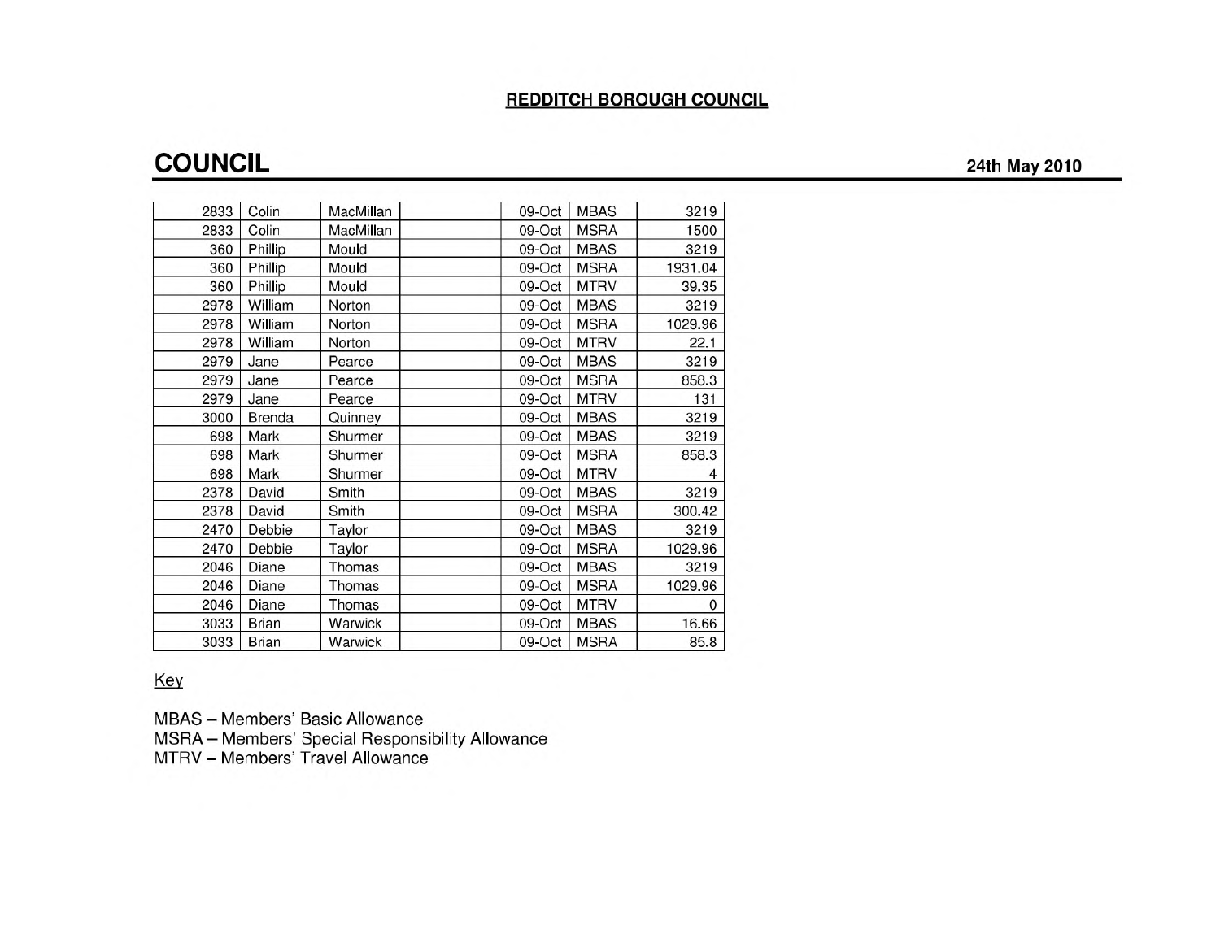| | | | | | | |
|---|---|---|---|---|---|---|
| 2833 | Colin | MacMillan | | 09-Oct | MBAS | 3219 |
| 2833 | Colin | MacMillan | | 09-Oct | MSRA | 1500 |
| 360 | Phillip | Mould | | 09-Oct | MBAS | 3219 |
| 360 | Phillip | Mould | | 09-Oct | MSRA | 1931.04 |
| 360 | Phillip | Mould | | 09-Oct | MTRV | 39.35 |
| 2978 | William | Norton | | 09-Oct | MBAS | 3219 |
| 2978 | William | Norton | | 09-Oct | MSRA | 1029.96 |
| 2978 | William | Norton | | 09-Oct | MTRV | 22.1 |
| 2979 | Jane | Pearce | | 09-Oct | MBAS | 3219 |
| 2979 | Jane | Pearce | | 09-Oct | MSRA | 858.3 |
| 2979 | Jane | Pearce | | 09-Oct | MTRV | 131 |
| 3000 | Brenda | Quinney | | 09-Oct | MBAS | 3219 |
| 698 | Mark | Shurmer | | 09-Oct | MBAS | 3219 |
| 698 | Mark | Shurmer | | 09-Oct | MSRA | 858.3 |
| 698 | Mark | Shurmer | | 09-Oct | MTRV | 4 |
| 2378 | David | Smith | | 09-Oct | MBAS | 3219 |
| 2378 | David | Smith | | 09-Oct | MSRA | 300.42 |
| 2470 | Debbie | Taylor | | 09-Oct | MBAS | 3219 |
| 2470 | Debbie | Taylor | | 09-Oct | MSRA | 1029.96 |
| 2046 | Diane | Thomas | | 09-Oct | MBAS | 3219 |
| 2046 | Diane | Thomas | | 09-Oct | MSRA | 1029.96 |
| 2046 | Diane | Thomas | | 09-Oct | MTRV | 0 |
| 3033 | Brian | Warwick | | 09-Oct | MBAS | 16.66 |
| 3033 | Brian | Warwick | | 09-Oct | MSRA | 85.8 |

Key

MBAS – Members' Basic Allowance
MSRA – Members' Special Responsibility Allowance
MTRV – Members' Travel Allowance